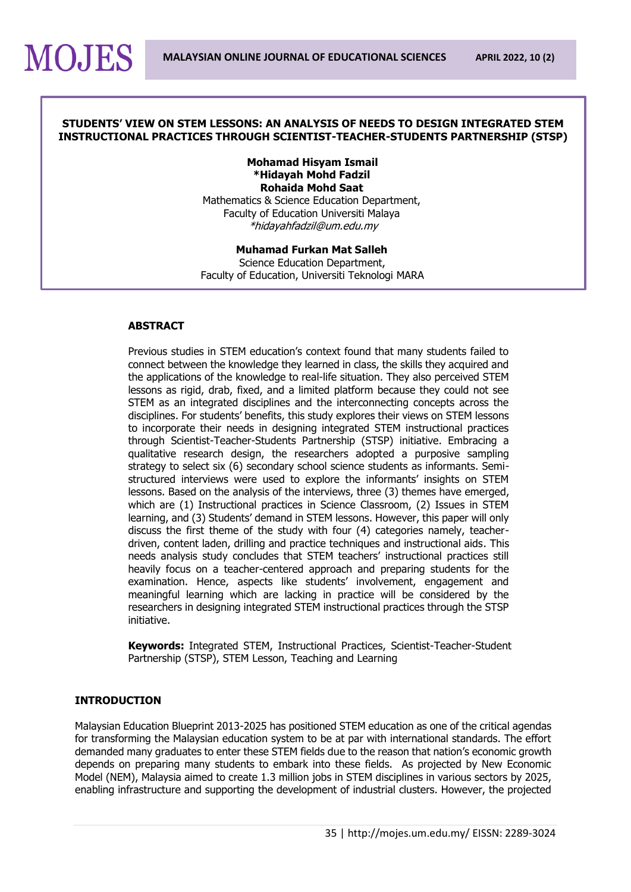# STUDENTS' VIEW ON STEM LESSONS: AN ANALYSIS OF NEEDS TO DESIGN INTEGRATED STEM INSTRUCTIONAL PRACTICES THROUGH SCIENTIST-TEACHER-STUDENTS PARTNERSHIP (STSP)

**Mohamad Hisyam Ismail**
**\*Hidayah Mohd Fadzil**
**Rohaida Mohd Saat**
Mathematics & Science Education Department,
Faculty of Education Universiti Malaya
*\*hidayahfadzil@um.edu.my*

**Muhamad Furkan Mat Salleh**
Science Education Department,
Faculty of Education, Universiti Teknologi MARA

## ABSTRACT

Previous studies in STEM education's context found that many students failed to connect between the knowledge they learned in class, the skills they acquired and the applications of the knowledge to real-life situation. They also perceived STEM lessons as rigid, drab, fixed, and a limited platform because they could not see STEM as an integrated disciplines and the interconnecting concepts across the disciplines. For students' benefits, this study explores their views on STEM lessons to incorporate their needs in designing integrated STEM instructional practices through Scientist-Teacher-Students Partnership (STSP) initiative. Embracing a qualitative research design, the researchers adopted a purposive sampling strategy to select six (6) secondary school science students as informants. Semi-structured interviews were used to explore the informants' insights on STEM lessons. Based on the analysis of the interviews, three (3) themes have emerged, which are (1) Instructional practices in Science Classroom, (2) Issues in STEM learning, and (3) Students' demand in STEM lessons. However, this paper will only discuss the first theme of the study with four (4) categories namely, teacher-driven, content laden, drilling and practice techniques and instructional aids. This needs analysis study concludes that STEM teachers' instructional practices still heavily focus on a teacher-centered approach and preparing students for the examination. Hence, aspects like students' involvement, engagement and meaningful learning which are lacking in practice will be considered by the researchers in designing integrated STEM instructional practices through the STSP initiative.

**Keywords:** Integrated STEM, Instructional Practices, Scientist-Teacher-Student Partnership (STSP), STEM Lesson, Teaching and Learning

## INTRODUCTION

Malaysian Education Blueprint 2013-2025 has positioned STEM education as one of the critical agendas for transforming the Malaysian education system to be at par with international standards. The effort demanded many graduates to enter these STEM fields due to the reason that nation's economic growth depends on preparing many students to embark into these fields. As projected by New Economic Model (NEM), Malaysia aimed to create 1.3 million jobs in STEM disciplines in various sectors by 2025, enabling infrastructure and supporting the development of industrial clusters. However, the projected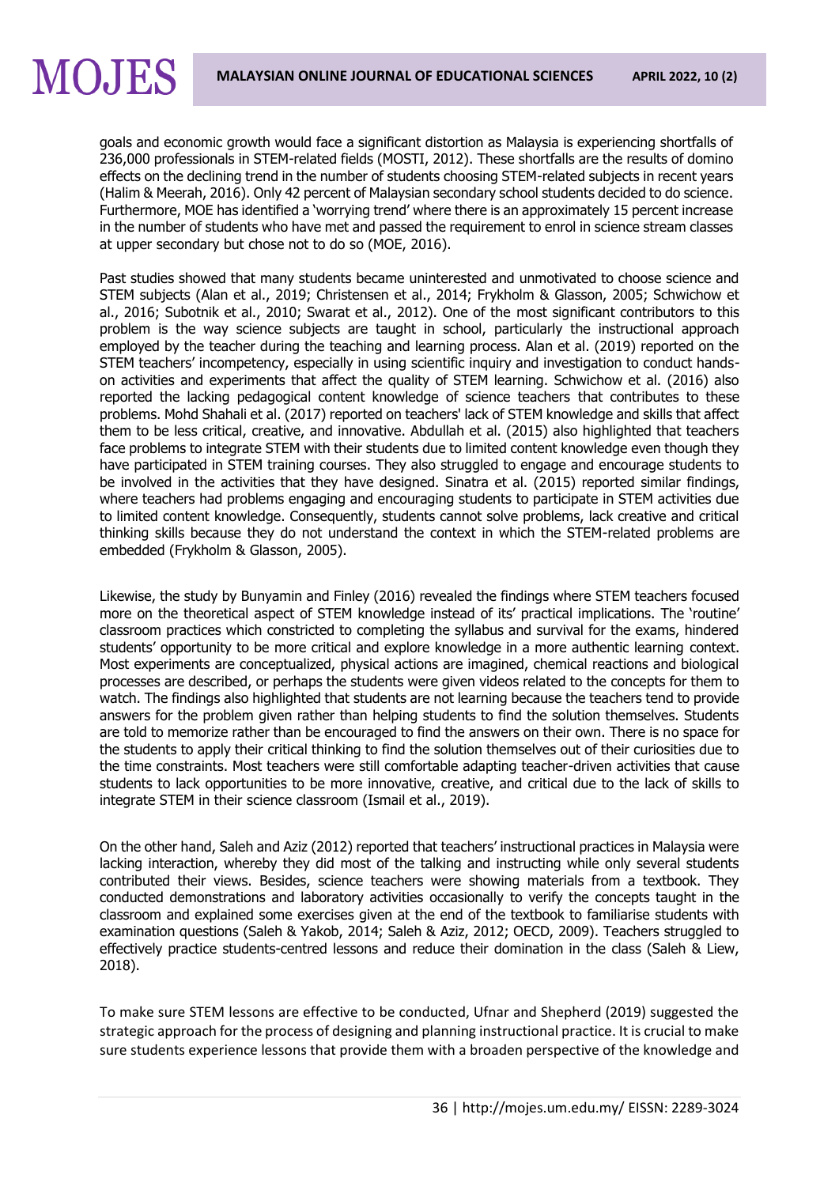goals and economic growth would face a significant distortion as Malaysia is experiencing shortfalls of 236,000 professionals in STEM-related fields (MOSTI, 2012). These shortfalls are the results of domino effects on the declining trend in the number of students choosing STEM-related subjects in recent years (Halim & Meerah, 2016). Only 42 percent of Malaysian secondary school students decided to do science. Furthermore, MOE has identified a 'worrying trend' where there is an approximately 15 percent increase in the number of students who have met and passed the requirement to enrol in science stream classes at upper secondary but chose not to do so (MOE, 2016).

Past studies showed that many students became uninterested and unmotivated to choose science and STEM subjects (Alan et al., 2019; Christensen et al., 2014; Frykholm & Glasson, 2005; Schwichow et al., 2016; Subotnik et al., 2010; Swarat et al., 2012). One of the most significant contributors to this problem is the way science subjects are taught in school, particularly the instructional approach employed by the teacher during the teaching and learning process. Alan et al. (2019) reported on the STEM teachers' incompetency, especially in using scientific inquiry and investigation to conduct hands-on activities and experiments that affect the quality of STEM learning. Schwichow et al. (2016) also reported the lacking pedagogical content knowledge of science teachers that contributes to these problems. Mohd Shahali et al. (2017) reported on teachers' lack of STEM knowledge and skills that affect them to be less critical, creative, and innovative. Abdullah et al. (2015) also highlighted that teachers face problems to integrate STEM with their students due to limited content knowledge even though they have participated in STEM training courses. They also struggled to engage and encourage students to be involved in the activities that they have designed. Sinatra et al. (2015) reported similar findings, where teachers had problems engaging and encouraging students to participate in STEM activities due to limited content knowledge. Consequently, students cannot solve problems, lack creative and critical thinking skills because they do not understand the context in which the STEM-related problems are embedded (Frykholm & Glasson, 2005).

Likewise, the study by Bunyamin and Finley (2016) revealed the findings where STEM teachers focused more on the theoretical aspect of STEM knowledge instead of its' practical implications. The 'routine' classroom practices which constricted to completing the syllabus and survival for the exams, hindered students' opportunity to be more critical and explore knowledge in a more authentic learning context. Most experiments are conceptualized, physical actions are imagined, chemical reactions and biological processes are described, or perhaps the students were given videos related to the concepts for them to watch. The findings also highlighted that students are not learning because the teachers tend to provide answers for the problem given rather than helping students to find the solution themselves. Students are told to memorize rather than be encouraged to find the answers on their own. There is no space for the students to apply their critical thinking to find the solution themselves out of their curiosities due to the time constraints. Most teachers were still comfortable adapting teacher-driven activities that cause students to lack opportunities to be more innovative, creative, and critical due to the lack of skills to integrate STEM in their science classroom (Ismail et al., 2019).

On the other hand, Saleh and Aziz (2012) reported that teachers' instructional practices in Malaysia were lacking interaction, whereby they did most of the talking and instructing while only several students contributed their views. Besides, science teachers were showing materials from a textbook. They conducted demonstrations and laboratory activities occasionally to verify the concepts taught in the classroom and explained some exercises given at the end of the textbook to familiarise students with examination questions (Saleh & Yakob, 2014; Saleh & Aziz, 2012; OECD, 2009). Teachers struggled to effectively practice students-centred lessons and reduce their domination in the class (Saleh & Liew, 2018).

To make sure STEM lessons are effective to be conducted, Ufnar and Shepherd (2019) suggested the strategic approach for the process of designing and planning instructional practice. It is crucial to make sure students experience lessons that provide them with a broaden perspective of the knowledge and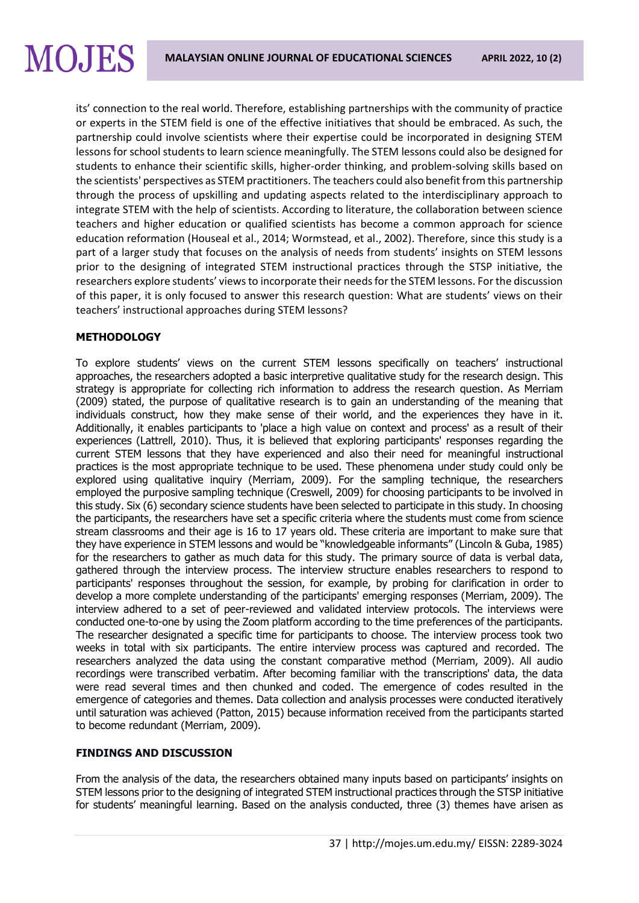its' connection to the real world. Therefore, establishing partnerships with the community of practice or experts in the STEM field is one of the effective initiatives that should be embraced. As such, the partnership could involve scientists where their expertise could be incorporated in designing STEM lessons for school students to learn science meaningfully. The STEM lessons could also be designed for students to enhance their scientific skills, higher-order thinking, and problem-solving skills based on the scientists' perspectives as STEM practitioners. The teachers could also benefit from this partnership through the process of upskilling and updating aspects related to the interdisciplinary approach to integrate STEM with the help of scientists. According to literature, the collaboration between science teachers and higher education or qualified scientists has become a common approach for science education reformation (Houseal et al., 2014; Wormstead, et al., 2002). Therefore, since this study is a part of a larger study that focuses on the analysis of needs from students' insights on STEM lessons prior to the designing of integrated STEM instructional practices through the STSP initiative, the researchers explore students' views to incorporate their needs for the STEM lessons. For the discussion of this paper, it is only focused to answer this research question: What are students' views on their teachers' instructional approaches during STEM lessons?

## METHODOLOGY

To explore students' views on the current STEM lessons specifically on teachers' instructional approaches, the researchers adopted a basic interpretive qualitative study for the research design. This strategy is appropriate for collecting rich information to address the research question. As Merriam (2009) stated, the purpose of qualitative research is to gain an understanding of the meaning that individuals construct, how they make sense of their world, and the experiences they have in it. Additionally, it enables participants to 'place a high value on context and process' as a result of their experiences (Lattrell, 2010). Thus, it is believed that exploring participants' responses regarding the current STEM lessons that they have experienced and also their need for meaningful instructional practices is the most appropriate technique to be used. These phenomena under study could only be explored using qualitative inquiry (Merriam, 2009). For the sampling technique, the researchers employed the purposive sampling technique (Creswell, 2009) for choosing participants to be involved in this study. Six (6) secondary science students have been selected to participate in this study. In choosing the participants, the researchers have set a specific criteria where the students must come from science stream classrooms and their age is 16 to 17 years old. These criteria are important to make sure that they have experience in STEM lessons and would be "knowledgeable informants" (Lincoln & Guba, 1985) for the researchers to gather as much data for this study. The primary source of data is verbal data, gathered through the interview process. The interview structure enables researchers to respond to participants' responses throughout the session, for example, by probing for clarification in order to develop a more complete understanding of the participants' emerging responses (Merriam, 2009). The interview adhered to a set of peer-reviewed and validated interview protocols. The interviews were conducted one-to-one by using the Zoom platform according to the time preferences of the participants. The researcher designated a specific time for participants to choose. The interview process took two weeks in total with six participants. The entire interview process was captured and recorded. The researchers analyzed the data using the constant comparative method (Merriam, 2009). All audio recordings were transcribed verbatim. After becoming familiar with the transcriptions' data, the data were read several times and then chunked and coded. The emergence of codes resulted in the emergence of categories and themes. Data collection and analysis processes were conducted iteratively until saturation was achieved (Patton, 2015) because information received from the participants started to become redundant (Merriam, 2009).

## FINDINGS AND DISCUSSION

From the analysis of the data, the researchers obtained many inputs based on participants' insights on STEM lessons prior to the designing of integrated STEM instructional practices through the STSP initiative for students' meaningful learning. Based on the analysis conducted, three (3) themes have arisen as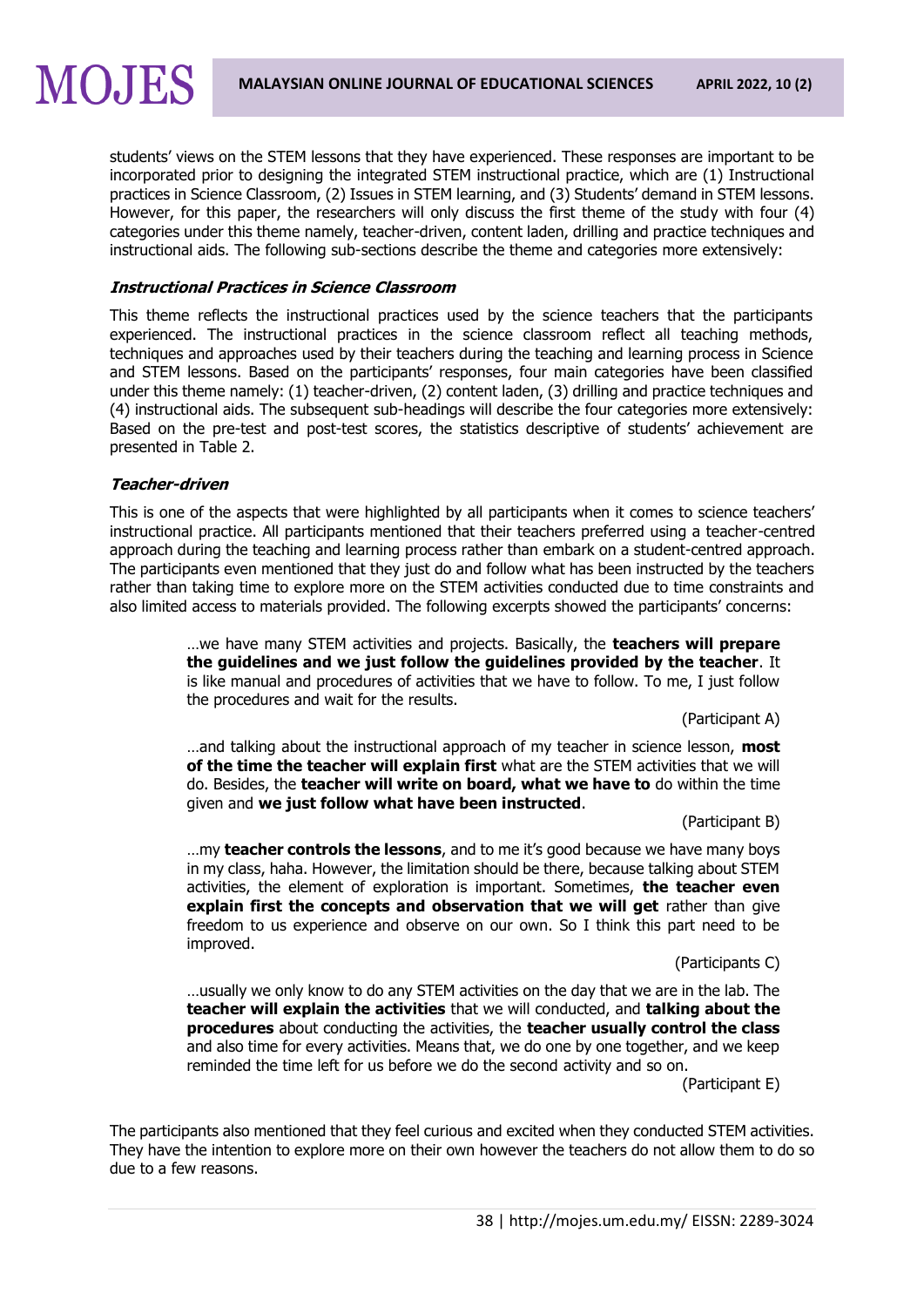students' views on the STEM lessons that they have experienced. These responses are important to be incorporated prior to designing the integrated STEM instructional practice, which are (1) Instructional practices in Science Classroom, (2) Issues in STEM learning, and (3) Students' demand in STEM lessons. However, for this paper, the researchers will only discuss the first theme of the study with four (4) categories under this theme namely, teacher-driven, content laden, drilling and practice techniques and instructional aids. The following sub-sections describe the theme and categories more extensively:

### ***Instructional Practices in Science Classroom***

This theme reflects the instructional practices used by the science teachers that the participants experienced. The instructional practices in the science classroom reflect all teaching methods, techniques and approaches used by their teachers during the teaching and learning process in Science and STEM lessons. Based on the participants' responses, four main categories have been classified under this theme namely: (1) teacher-driven, (2) content laden, (3) drilling and practice techniques and (4) instructional aids. The subsequent sub-headings will describe the four categories more extensively: Based on the pre-test and post-test scores, the statistics descriptive of students' achievement are presented in Table 2.

### ***Teacher-driven***

This is one of the aspects that were highlighted by all participants when it comes to science teachers' instructional practice. All participants mentioned that their teachers preferred using a teacher-centred approach during the teaching and learning process rather than embark on a student-centred approach. The participants even mentioned that they just do and follow what has been instructed by the teachers rather than taking time to explore more on the STEM activities conducted due to time constraints and also limited access to materials provided. The following excerpts showed the participants' concerns:

> …we have many STEM activities and projects. Basically, the **teachers will prepare the guidelines and we just follow the guidelines provided by the teacher**. It is like manual and procedures of activities that we have to follow. To me, I just follow the procedures and wait for the results.
>
> (Participant A)

> …and talking about the instructional approach of my teacher in science lesson, **most of the time the teacher will explain first** what are the STEM activities that we will do. Besides, the **teacher will write on board, what we have to** do within the time given and **we just follow what have been instructed**.
>
> (Participant B)

> …my **teacher controls the lessons**, and to me it's good because we have many boys in my class, haha. However, the limitation should be there, because talking about STEM activities, the element of exploration is important. Sometimes, **the teacher even explain first the concepts and observation that we will get** rather than give freedom to us experience and observe on our own. So I think this part need to be improved.
>
> (Participants C)

> …usually we only know to do any STEM activities on the day that we are in the lab. The **teacher will explain the activities** that we will conducted, and **talking about the procedures** about conducting the activities, the **teacher usually control the class** and also time for every activities. Means that, we do one by one together, and we keep reminded the time left for us before we do the second activity and so on.
>
> (Participant E)

The participants also mentioned that they feel curious and excited when they conducted STEM activities. They have the intention to explore more on their own however the teachers do not allow them to do so due to a few reasons.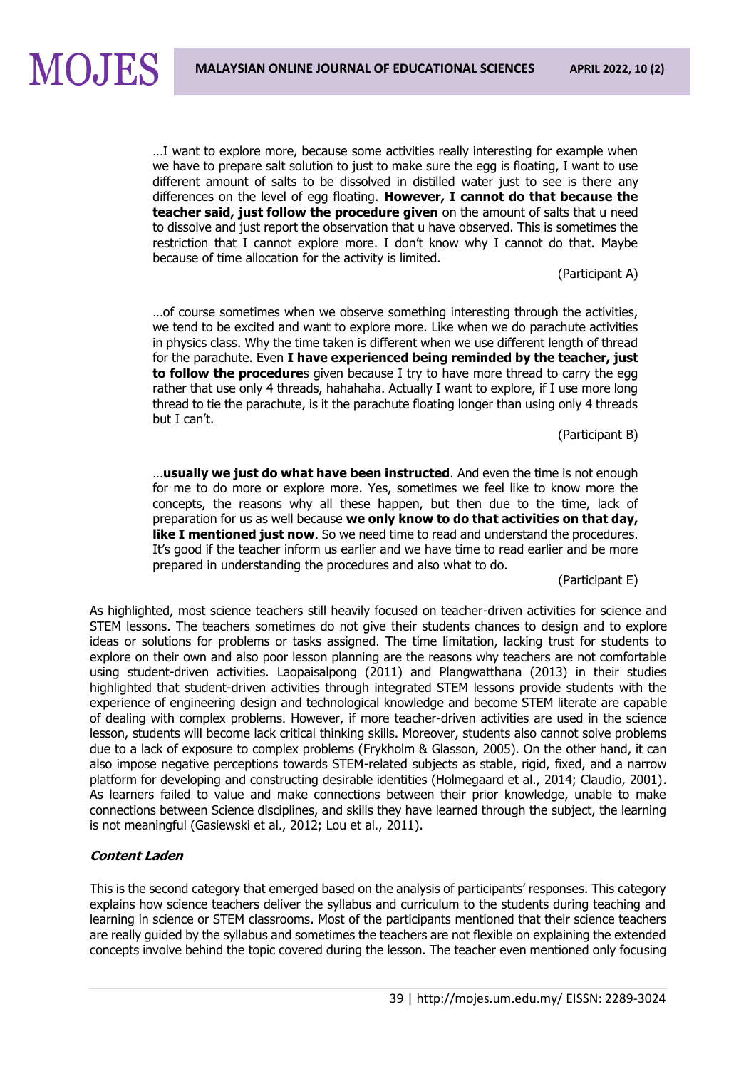> …I want to explore more, because some activities really interesting for example when we have to prepare salt solution to just to make sure the egg is floating, I want to use different amount of salts to be dissolved in distilled water just to see is there any differences on the level of egg floating. **However, I cannot do that because the teacher said, just follow the procedure given** on the amount of salts that u need to dissolve and just report the observation that u have observed. This is sometimes the restriction that I cannot explore more. I don't know why I cannot do that. Maybe because of time allocation for the activity is limited.
>
> (Participant A)

> …of course sometimes when we observe something interesting through the activities, we tend to be excited and want to explore more. Like when we do parachute activities in physics class. Why the time taken is different when we use different length of thread for the parachute. Even **I have experienced being reminded by the teacher, just to follow the procedure**s given because I try to have more thread to carry the egg rather that use only 4 threads, hahahaha. Actually I want to explore, if I use more long thread to tie the parachute, is it the parachute floating longer than using only 4 threads but I can't.
>
> (Participant B)

> …**usually we just do what have been instructed**. And even the time is not enough for me to do more or explore more. Yes, sometimes we feel like to know more the concepts, the reasons why all these happen, but then due to the time, lack of preparation for us as well because **we only know to do that activities on that day, like I mentioned just now**. So we need time to read and understand the procedures. It's good if the teacher inform us earlier and we have time to read earlier and be more prepared in understanding the procedures and also what to do.
>
> (Participant E)

As highlighted, most science teachers still heavily focused on teacher-driven activities for science and STEM lessons. The teachers sometimes do not give their students chances to design and to explore ideas or solutions for problems or tasks assigned. The time limitation, lacking trust for students to explore on their own and also poor lesson planning are the reasons why teachers are not comfortable using student-driven activities. Laopaisalpong (2011) and Plangwatthana (2013) in their studies highlighted that student-driven activities through integrated STEM lessons provide students with the experience of engineering design and technological knowledge and become STEM literate are capable of dealing with complex problems. However, if more teacher-driven activities are used in the science lesson, students will become lack critical thinking skills. Moreover, students also cannot solve problems due to a lack of exposure to complex problems (Frykholm & Glasson, 2005). On the other hand, it can also impose negative perceptions towards STEM-related subjects as stable, rigid, fixed, and a narrow platform for developing and constructing desirable identities (Holmegaard et al., 2014; Claudio, 2001). As learners failed to value and make connections between their prior knowledge, unable to make connections between Science disciplines, and skills they have learned through the subject, the learning is not meaningful (Gasiewski et al., 2012; Lou et al., 2011).

#### ***Content Laden***

This is the second category that emerged based on the analysis of participants' responses. This category explains how science teachers deliver the syllabus and curriculum to the students during teaching and learning in science or STEM classrooms. Most of the participants mentioned that their science teachers are really guided by the syllabus and sometimes the teachers are not flexible on explaining the extended concepts involve behind the topic covered during the lesson. The teacher even mentioned only focusing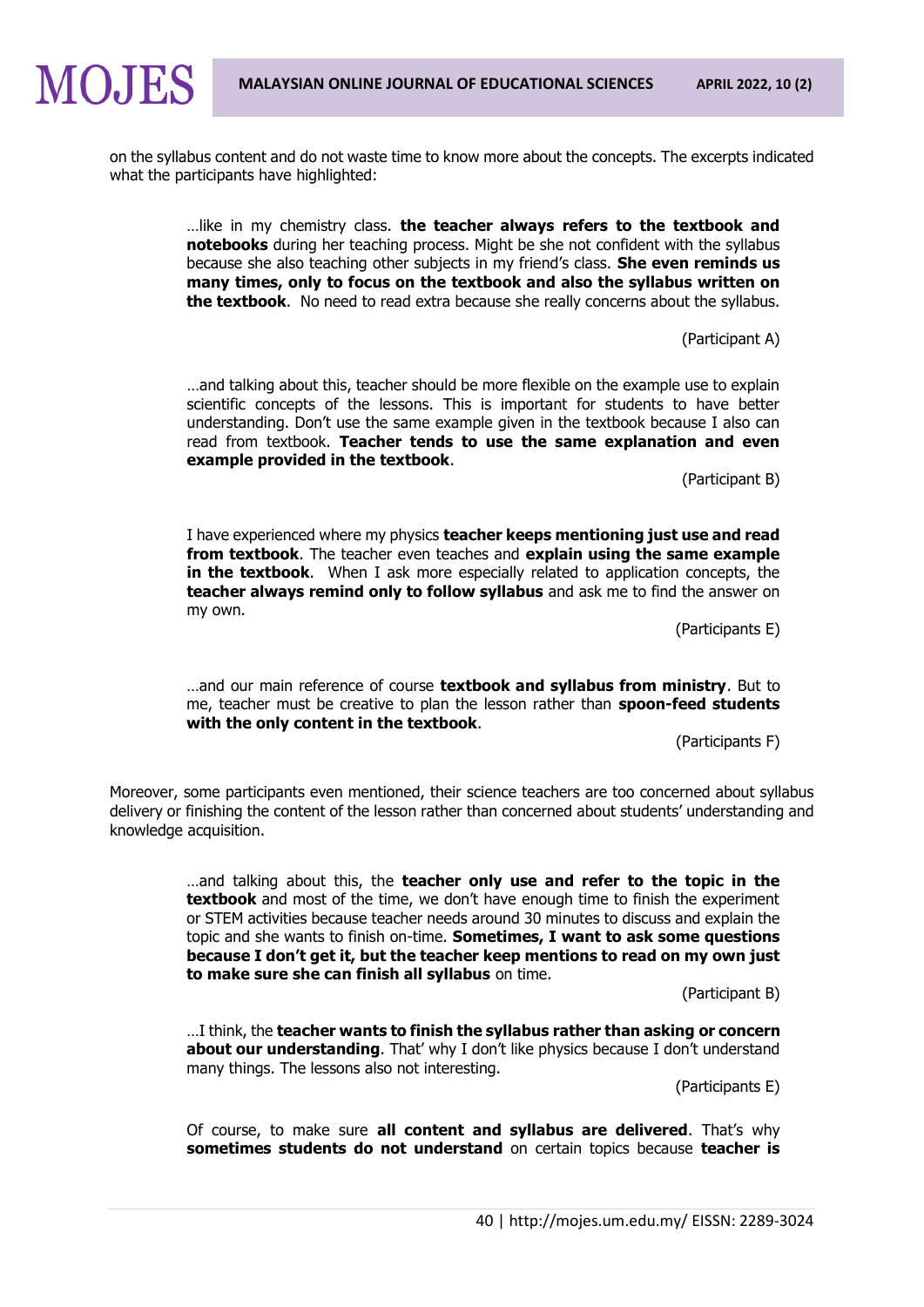on the syllabus content and do not waste time to know more about the concepts. The excerpts indicated what the participants have highlighted:

> …like in my chemistry class. **the teacher always refers to the textbook and notebooks** during her teaching process. Might be she not confident with the syllabus because she also teaching other subjects in my friend's class. **She even reminds us many times, only to focus on the textbook and also the syllabus written on the textbook**. No need to read extra because she really concerns about the syllabus.
>
> (Participant A)

> …and talking about this, teacher should be more flexible on the example use to explain scientific concepts of the lessons. This is important for students to have better understanding. Don't use the same example given in the textbook because I also can read from textbook. **Teacher tends to use the same explanation and even example provided in the textbook**.
>
> (Participant B)

> I have experienced where my physics **teacher keeps mentioning just use and read from textbook**. The teacher even teaches and **explain using the same example in the textbook**. When I ask more especially related to application concepts, the **teacher always remind only to follow syllabus** and ask me to find the answer on my own.
>
> (Participants E)

> …and our main reference of course **textbook and syllabus from ministry**. But to me, teacher must be creative to plan the lesson rather than **spoon-feed students with the only content in the textbook**.
>
> (Participants F)

Moreover, some participants even mentioned, their science teachers are too concerned about syllabus delivery or finishing the content of the lesson rather than concerned about students' understanding and knowledge acquisition.

> …and talking about this, the **teacher only use and refer to the topic in the textbook** and most of the time, we don't have enough time to finish the experiment or STEM activities because teacher needs around 30 minutes to discuss and explain the topic and she wants to finish on-time. **Sometimes, I want to ask some questions because I don't get it, but the teacher keep mentions to read on my own just to make sure she can finish all syllabus** on time.
>
> (Participant B)

> …I think, the **teacher wants to finish the syllabus rather than asking or concern about our understanding**. That' why I don't like physics because I don't understand many things. The lessons also not interesting.
>
> (Participants E)

> Of course, to make sure **all content and syllabus are delivered**. That's why **sometimes students do not understand** on certain topics because **teacher is**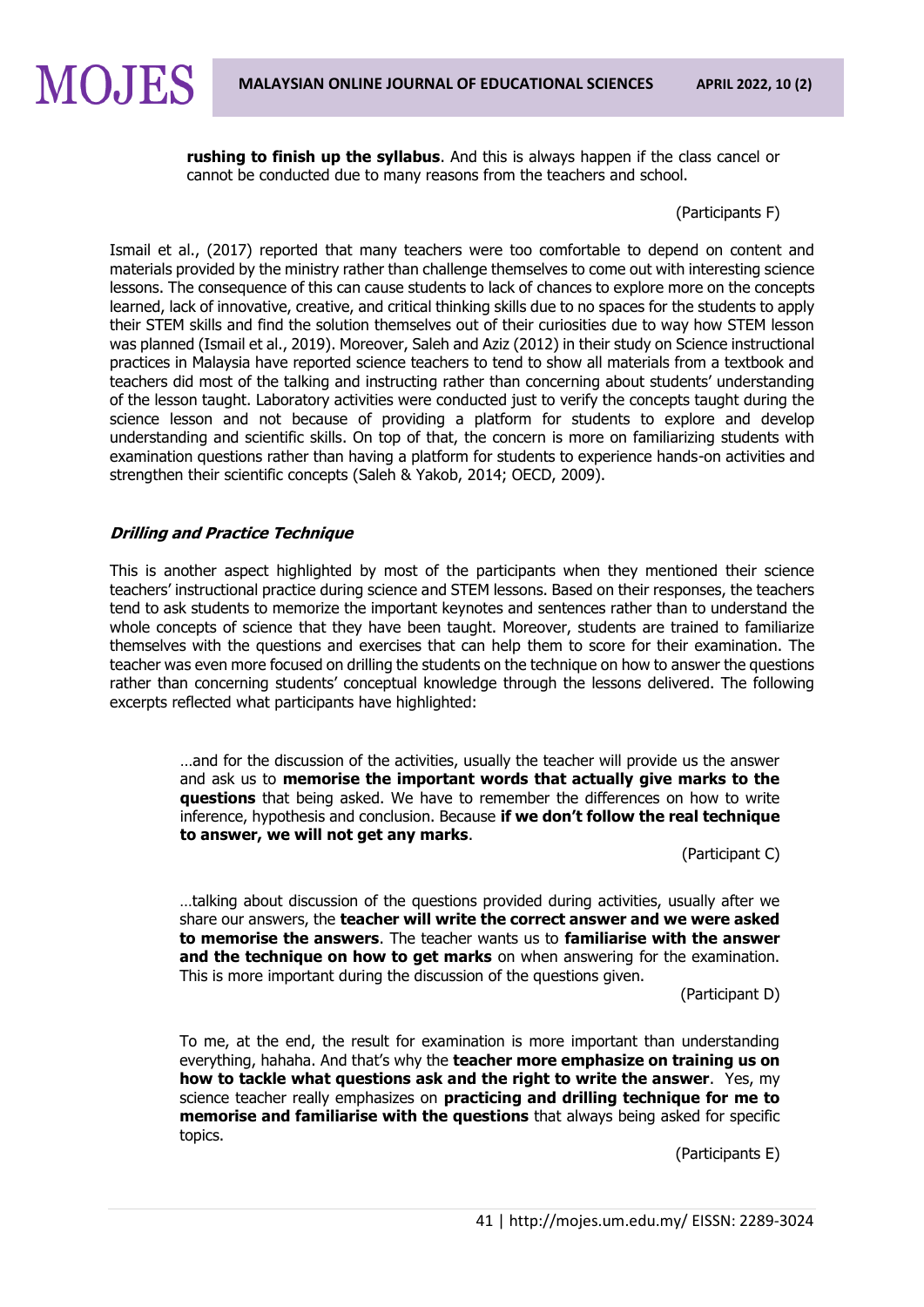> **rushing to finish up the syllabus**. And this is always happen if the class cancel or cannot be conducted due to many reasons from the teachers and school.
>
> (Participants F)

Ismail et al., (2017) reported that many teachers were too comfortable to depend on content and materials provided by the ministry rather than challenge themselves to come out with interesting science lessons. The consequence of this can cause students to lack of chances to explore more on the concepts learned, lack of innovative, creative, and critical thinking skills due to no spaces for the students to apply their STEM skills and find the solution themselves out of their curiosities due to way how STEM lesson was planned (Ismail et al., 2019). Moreover, Saleh and Aziz (2012) in their study on Science instructional practices in Malaysia have reported science teachers to tend to show all materials from a textbook and teachers did most of the talking and instructing rather than concerning about students' understanding of the lesson taught. Laboratory activities were conducted just to verify the concepts taught during the science lesson and not because of providing a platform for students to explore and develop understanding and scientific skills. On top of that, the concern is more on familiarizing students with examination questions rather than having a platform for students to experience hands-on activities and strengthen their scientific concepts (Saleh & Yakob, 2014; OECD, 2009).

### ***Drilling and Practice Technique***

This is another aspect highlighted by most of the participants when they mentioned their science teachers' instructional practice during science and STEM lessons. Based on their responses, the teachers tend to ask students to memorize the important keynotes and sentences rather than to understand the whole concepts of science that they have been taught. Moreover, students are trained to familiarize themselves with the questions and exercises that can help them to score for their examination. The teacher was even more focused on drilling the students on the technique on how to answer the questions rather than concerning students' conceptual knowledge through the lessons delivered. The following excerpts reflected what participants have highlighted:

> …and for the discussion of the activities, usually the teacher will provide us the answer and ask us to **memorise the important words that actually give marks to the questions** that being asked. We have to remember the differences on how to write inference, hypothesis and conclusion. Because **if we don't follow the real technique to answer, we will not get any marks**.
>
> (Participant C)

> …talking about discussion of the questions provided during activities, usually after we share our answers, the **teacher will write the correct answer and we were asked to memorise the answers**. The teacher wants us to **familiarise with the answer and the technique on how to get marks** on when answering for the examination. This is more important during the discussion of the questions given.
>
> (Participant D)

> To me, at the end, the result for examination is more important than understanding everything, hahaha. And that's why the **teacher more emphasize on training us on how to tackle what questions ask and the right to write the answer**. Yes, my science teacher really emphasizes on **practicing and drilling technique for me to memorise and familiarise with the questions** that always being asked for specific topics.
>
> (Participants E)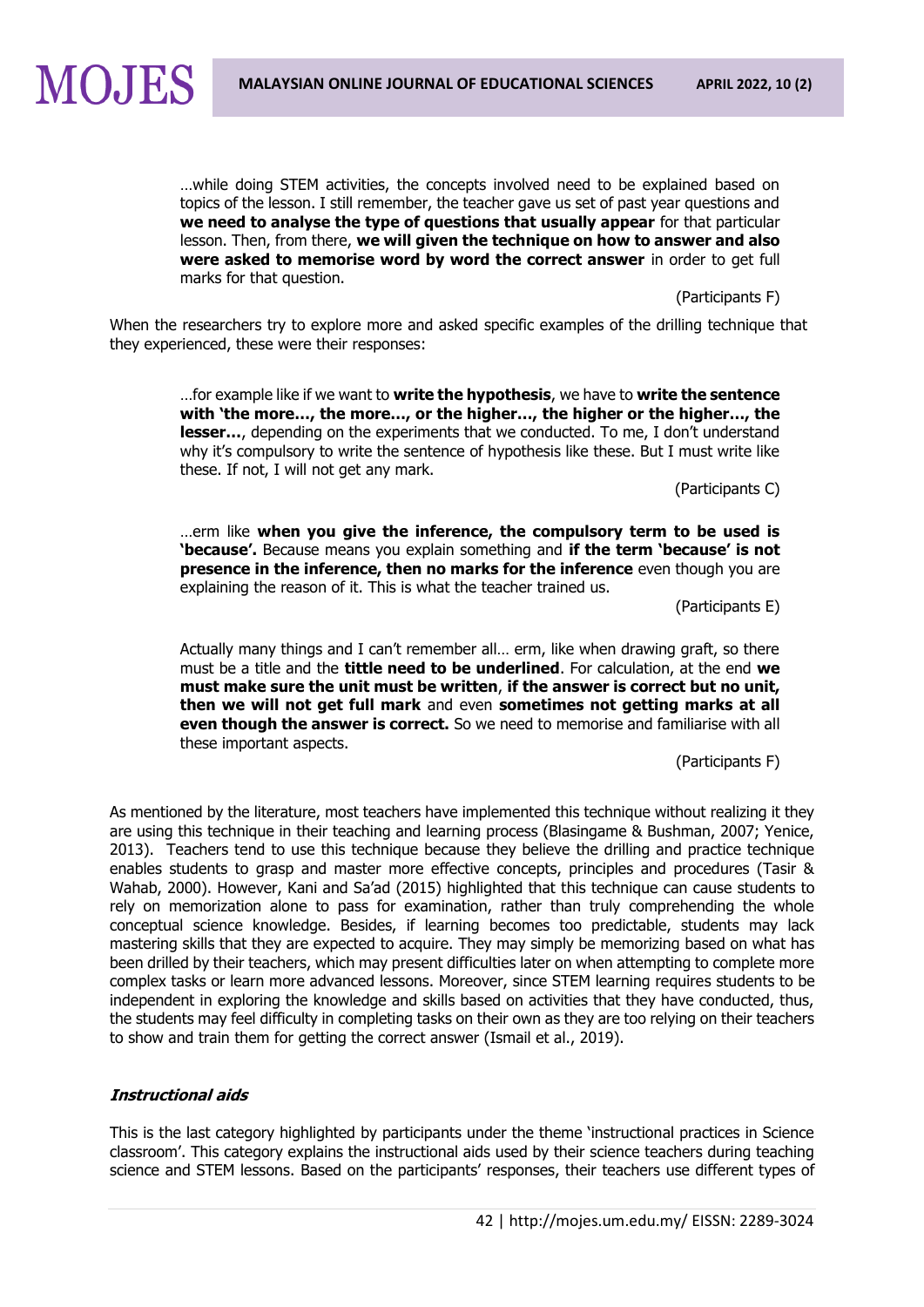> …while doing STEM activities, the concepts involved need to be explained based on topics of the lesson. I still remember, the teacher gave us set of past year questions and **we need to analyse the type of questions that usually appear** for that particular lesson. Then, from there, **we will given the technique on how to answer and also were asked to memorise word by word the correct answer** in order to get full marks for that question.
>
> (Participants F)

When the researchers try to explore more and asked specific examples of the drilling technique that they experienced, these were their responses:

> …for example like if we want to **write the hypothesis**, we have to **write the sentence with 'the more…, the more…, or the higher…, the higher or the higher…, the lesser…**, depending on the experiments that we conducted. To me, I don't understand why it's compulsory to write the sentence of hypothesis like these. But I must write like these. If not, I will not get any mark.
>
> (Participants C)

> …erm like **when you give the inference, the compulsory term to be used is 'because'.** Because means you explain something and **if the term 'because' is not presence in the inference, then no marks for the inference** even though you are explaining the reason of it. This is what the teacher trained us.
>
> (Participants E)

> Actually many things and I can't remember all… erm, like when drawing graft, so there must be a title and the **tittle need to be underlined**. For calculation, at the end **we must make sure the unit must be written**, **if the answer is correct but no unit, then we will not get full mark** and even **sometimes not getting marks at all even though the answer is correct.** So we need to memorise and familiarise with all these important aspects.
>
> (Participants F)

As mentioned by the literature, most teachers have implemented this technique without realizing it they are using this technique in their teaching and learning process (Blasingame & Bushman, 2007; Yenice, 2013). Teachers tend to use this technique because they believe the drilling and practice technique enables students to grasp and master more effective concepts, principles and procedures (Tasir & Wahab, 2000). However, Kani and Sa'ad (2015) highlighted that this technique can cause students to rely on memorization alone to pass for examination, rather than truly comprehending the whole conceptual science knowledge. Besides, if learning becomes too predictable, students may lack mastering skills that they are expected to acquire. They may simply be memorizing based on what has been drilled by their teachers, which may present difficulties later on when attempting to complete more complex tasks or learn more advanced lessons. Moreover, since STEM learning requires students to be independent in exploring the knowledge and skills based on activities that they have conducted, thus, the students may feel difficulty in completing tasks on their own as they are too relying on their teachers to show and train them for getting the correct answer (Ismail et al., 2019).

#### ***Instructional aids***

This is the last category highlighted by participants under the theme 'instructional practices in Science classroom'. This category explains the instructional aids used by their science teachers during teaching science and STEM lessons. Based on the participants' responses, their teachers use different types of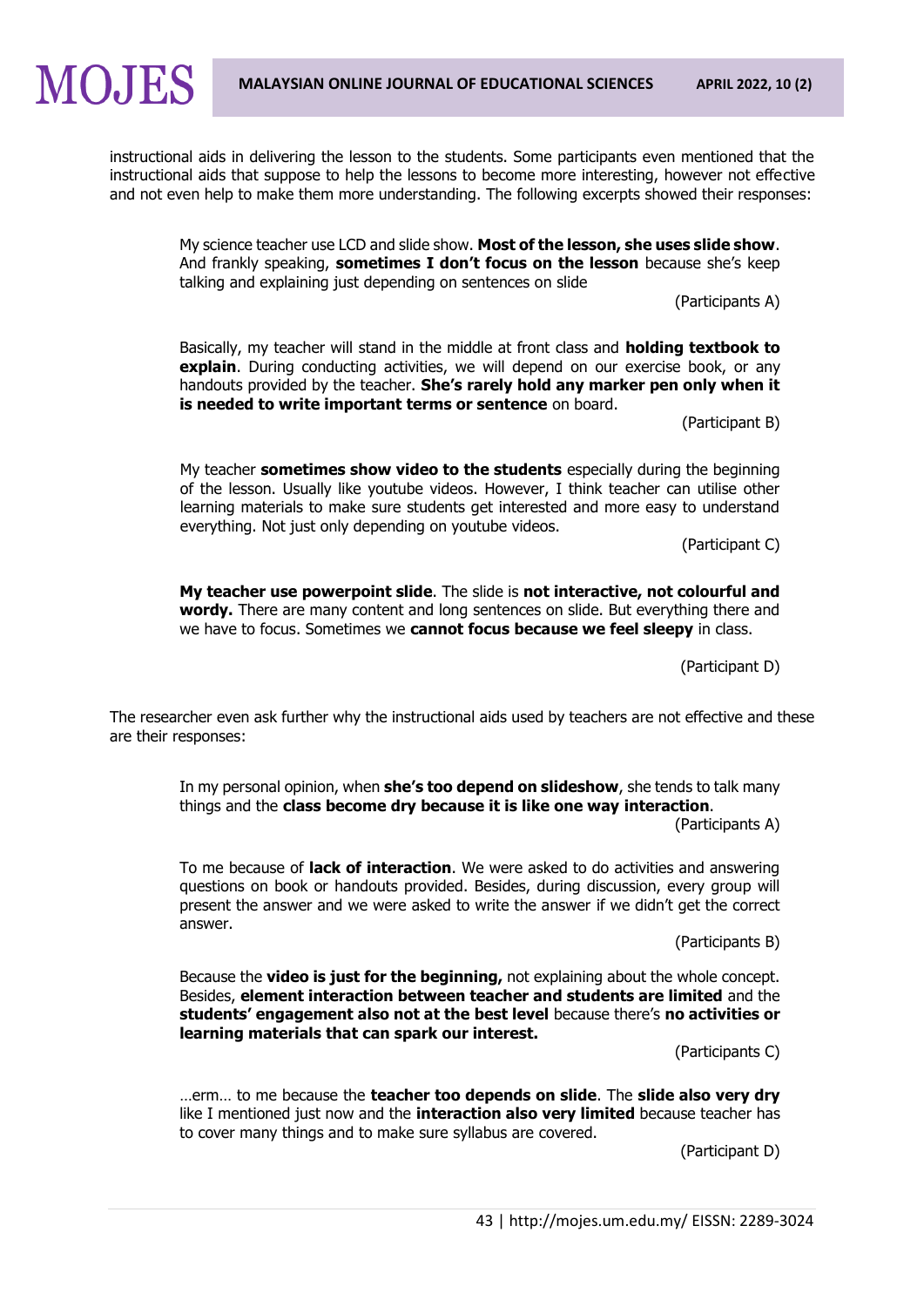instructional aids in delivering the lesson to the students. Some participants even mentioned that the instructional aids that suppose to help the lessons to become more interesting, however not effective and not even help to make them more understanding. The following excerpts showed their responses:

> My science teacher use LCD and slide show. **Most of the lesson, she uses slide show**. And frankly speaking, **sometimes I don't focus on the lesson** because she's keep talking and explaining just depending on sentences on slide
>
> (Participants A)

> Basically, my teacher will stand in the middle at front class and **holding textbook to explain**. During conducting activities, we will depend on our exercise book, or any handouts provided by the teacher. **She's rarely hold any marker pen only when it is needed to write important terms or sentence** on board.
>
> (Participant B)

> My teacher **sometimes show video to the students** especially during the beginning of the lesson. Usually like youtube videos. However, I think teacher can utilise other learning materials to make sure students get interested and more easy to understand everything. Not just only depending on youtube videos.
>
> (Participant C)

> **My teacher use powerpoint slide**. The slide is **not interactive, not colourful and wordy.** There are many content and long sentences on slide. But everything there and we have to focus. Sometimes we **cannot focus because we feel sleepy** in class.
>
> (Participant D)

The researcher even ask further why the instructional aids used by teachers are not effective and these are their responses:

> In my personal opinion, when **she's too depend on slideshow**, she tends to talk many things and the **class become dry because it is like one way interaction**.
>
> (Participants A)

> To me because of **lack of interaction**. We were asked to do activities and answering questions on book or handouts provided. Besides, during discussion, every group will present the answer and we were asked to write the answer if we didn't get the correct answer.
>
> (Participants B)

> Because the **video is just for the beginning,** not explaining about the whole concept. Besides, **element interaction between teacher and students are limited** and the **students' engagement also not at the best level** because there's **no activities or learning materials that can spark our interest.**
>
> (Participants C)

> …erm… to me because the **teacher too depends on slide**. The **slide also very dry** like I mentioned just now and the **interaction also very limited** because teacher has to cover many things and to make sure syllabus are covered.
>
> (Participant D)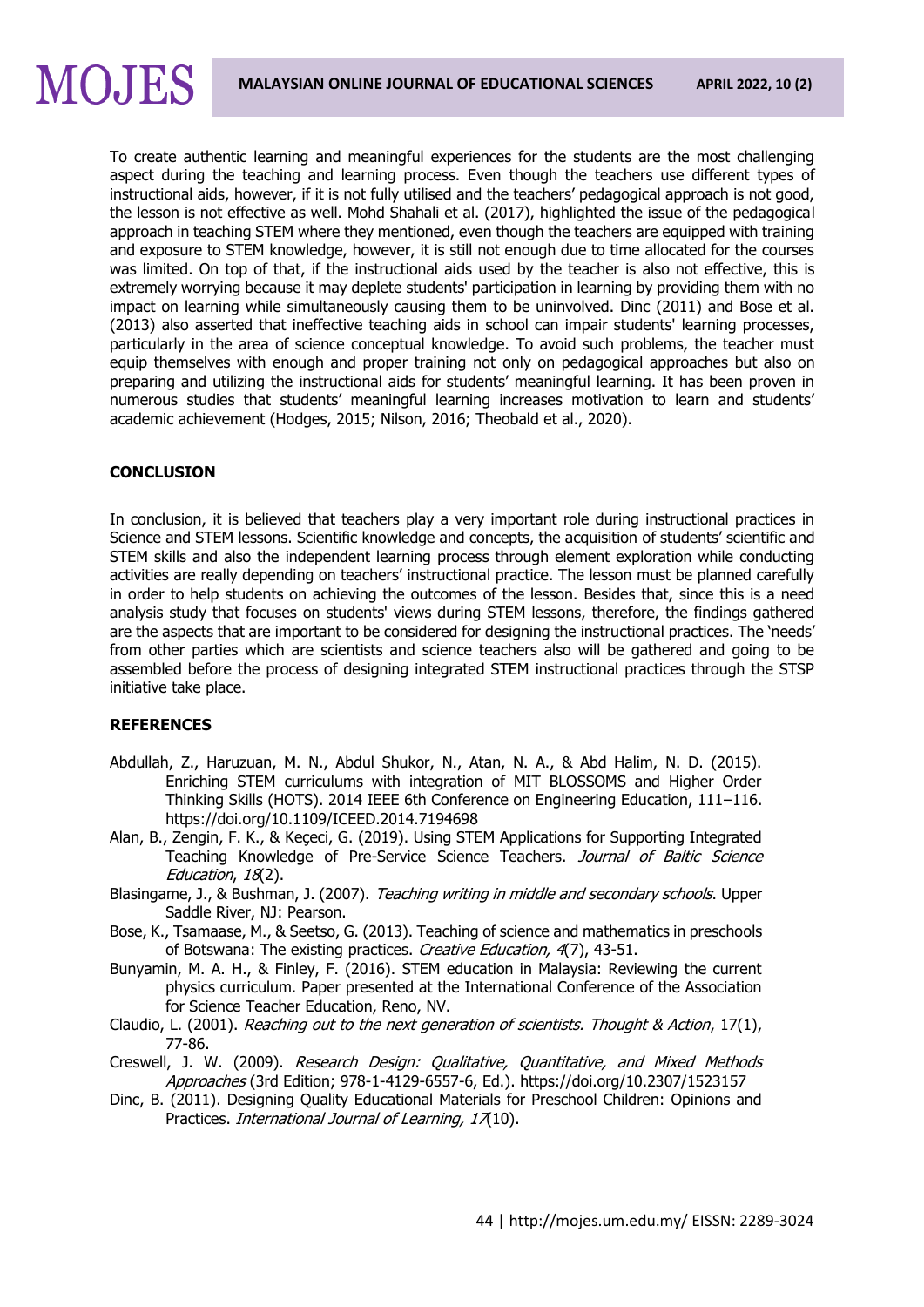To create authentic learning and meaningful experiences for the students are the most challenging aspect during the teaching and learning process. Even though the teachers use different types of instructional aids, however, if it is not fully utilised and the teachers' pedagogical approach is not good, the lesson is not effective as well. Mohd Shahali et al. (2017), highlighted the issue of the pedagogical approach in teaching STEM where they mentioned, even though the teachers are equipped with training and exposure to STEM knowledge, however, it is still not enough due to time allocated for the courses was limited. On top of that, if the instructional aids used by the teacher is also not effective, this is extremely worrying because it may deplete students' participation in learning by providing them with no impact on learning while simultaneously causing them to be uninvolved. Dinc (2011) and Bose et al. (2013) also asserted that ineffective teaching aids in school can impair students' learning processes, particularly in the area of science conceptual knowledge. To avoid such problems, the teacher must equip themselves with enough and proper training not only on pedagogical approaches but also on preparing and utilizing the instructional aids for students' meaningful learning. It has been proven in numerous studies that students' meaningful learning increases motivation to learn and students' academic achievement (Hodges, 2015; Nilson, 2016; Theobald et al., 2020).

## CONCLUSION

In conclusion, it is believed that teachers play a very important role during instructional practices in Science and STEM lessons. Scientific knowledge and concepts, the acquisition of students' scientific and STEM skills and also the independent learning process through element exploration while conducting activities are really depending on teachers' instructional practice. The lesson must be planned carefully in order to help students on achieving the outcomes of the lesson. Besides that, since this is a need analysis study that focuses on students' views during STEM lessons, therefore, the findings gathered are the aspects that are important to be considered for designing the instructional practices. The 'needs' from other parties which are scientists and science teachers also will be gathered and going to be assembled before the process of designing integrated STEM instructional practices through the STSP initiative take place.

## REFERENCES

Abdullah, Z., Haruzuan, M. N., Abdul Shukor, N., Atan, N. A., & Abd Halim, N. D. (2015). Enriching STEM curriculums with integration of MIT BLOSSOMS and Higher Order Thinking Skills (HOTS). 2014 IEEE 6th Conference on Engineering Education, 111–116. https://doi.org/10.1109/ICEED.2014.7194698

Alan, B., Zengin, F. K., & Keçeci, G. (2019). Using STEM Applications for Supporting Integrated Teaching Knowledge of Pre-Service Science Teachers. *Journal of Baltic Science Education*, *18*(2).

Blasingame, J., & Bushman, J. (2007). *Teaching writing in middle and secondary schools*. Upper Saddle River, NJ: Pearson.

Bose, K., Tsamaase, M., & Seetso, G. (2013). Teaching of science and mathematics in preschools of Botswana: The existing practices. *Creative Education, 4*(7), 43-51.

Bunyamin, M. A. H., & Finley, F. (2016). STEM education in Malaysia: Reviewing the current physics curriculum. Paper presented at the International Conference of the Association for Science Teacher Education, Reno, NV.

Claudio, L. (2001). *Reaching out to the next generation of scientists. Thought & Action*, 17(1), 77-86.

Creswell, J. W. (2009). *Research Design: Qualitative, Quantitative, and Mixed Methods Approaches* (3rd Edition; 978-1-4129-6557-6, Ed.). https://doi.org/10.2307/1523157

Dinc, B. (2011). Designing Quality Educational Materials for Preschool Children: Opinions and Practices. *International Journal of Learning, 17*(10).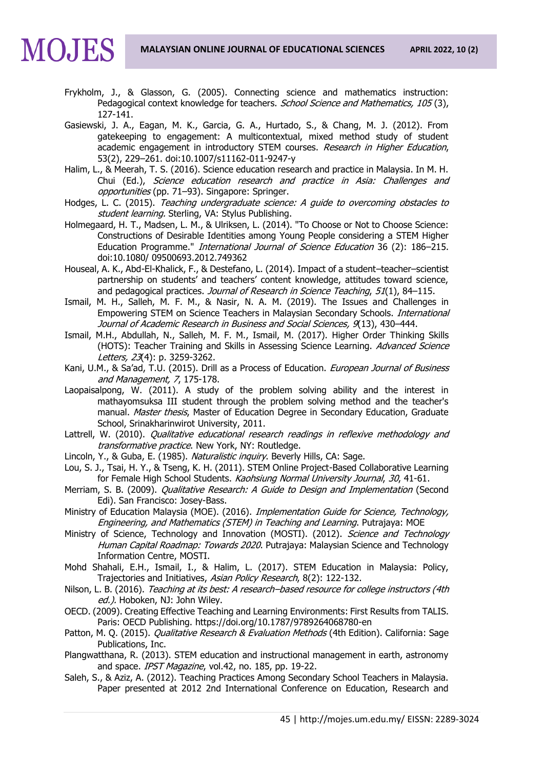Frykholm, J., & Glasson, G. (2005). Connecting science and mathematics instruction: Pedagogical context knowledge for teachers. *School Science and Mathematics, 105* (3), 127-141.

Gasiewski, J. A., Eagan, M. K., Garcia, G. A., Hurtado, S., & Chang, M. J. (2012). From gatekeeping to engagement: A multicontextual, mixed method study of student academic engagement in introductory STEM courses. *Research in Higher Education*, 53(2), 229–261. doi:10.1007/s11162-011-9247-y

Halim, L., & Meerah, T. S. (2016). Science education research and practice in Malaysia. In M. H. Chui (Ed.), *Science education research and practice in Asia: Challenges and opportunities* (pp. 71–93). Singapore: Springer.

Hodges, L. C. (2015). *Teaching undergraduate science: A guide to overcoming obstacles to student learning.* Sterling, VA: Stylus Publishing.

Holmegaard, H. T., Madsen, L. M., & Ulriksen, L. (2014). "To Choose or Not to Choose Science: Constructions of Desirable Identities among Young People considering a STEM Higher Education Programme." *International Journal of Science Education* 36 (2): 186–215. doi:10.1080/ 09500693.2012.749362

Houseal, A. K., Abd-El-Khalick, F., & Destefano, L. (2014). Impact of a student–teacher–scientist partnership on students' and teachers' content knowledge, attitudes toward science, and pedagogical practices. *Journal of Research in Science Teaching*, *51*(1), 84–115.

Ismail, M. H., Salleh, M. F. M., & Nasir, N. A. M. (2019). The Issues and Challenges in Empowering STEM on Science Teachers in Malaysian Secondary Schools. *International Journal of Academic Research in Business and Social Sciences, 9*(13), 430–444.

Ismail, M.H., Abdullah, N., Salleh, M. F. M., Ismail, M. (2017). Higher Order Thinking Skills (HOTS): Teacher Training and Skills in Assessing Science Learning. *Advanced Science Letters, 23*(4): p. 3259-3262.

Kani, U.M., & Sa'ad, T.U. (2015). Drill as a Process of Education. *European Journal of Business and Management, 7*, 175-178.

Laopaisalpong, W. (2011). A study of the problem solving ability and the interest in mathayomsuksa III student through the problem solving method and the teacher's manual. *Master thesis*, Master of Education Degree in Secondary Education, Graduate School, Srinakharinwirot University, 2011.

Lattrell, W. (2010). *Qualitative educational research readings in reflexive methodology and transformative practice*. New York, NY: Routledge.

Lincoln, Y., & Guba, E. (1985). *Naturalistic inquiry*. Beverly Hills, CA: Sage.

Lou, S. J., Tsai, H. Y., & Tseng, K. H. (2011). STEM Online Project-Based Collaborative Learning for Female High School Students. *Kaohsiung Normal University Journal*, *30*, 41-61.

Merriam, S. B. (2009). *Qualitative Research: A Guide to Design and Implementation* (Second Edi). San Francisco: Josey-Bass.

Ministry of Education Malaysia (MOE). (2016). *Implementation Guide for Science, Technology, Engineering, and Mathematics (STEM) in Teaching and Learning*. Putrajaya: MOE

Ministry of Science, Technology and Innovation (MOSTI). (2012). *Science and Technology Human Capital Roadmap: Towards 2020*. Putrajaya: Malaysian Science and Technology Information Centre, MOSTI.

Mohd Shahali, E.H., Ismail, I., & Halim, L. (2017). STEM Education in Malaysia: Policy, Trajectories and Initiatives, *Asian Policy Research*, 8(2): 122-132.

Nilson, L. B. (2016). *Teaching at its best: A research–based resource for college instructors (4th ed.).* Hoboken, NJ: John Wiley.

OECD. (2009). Creating Effective Teaching and Learning Environments: First Results from TALIS. Paris: OECD Publishing. https://doi.org/10.1787/9789264068780-en

Patton, M. Q. (2015). *Qualitative Research & Evaluation Methods* (4th Edition). California: Sage Publications, Inc.

Plangwatthana, R. (2013). STEM education and instructional management in earth, astronomy and space. *IPST Magazine*, vol.42, no. 185, pp. 19-22.

Saleh, S., & Aziz, A. (2012). Teaching Practices Among Secondary School Teachers in Malaysia. Paper presented at 2012 2nd International Conference on Education, Research and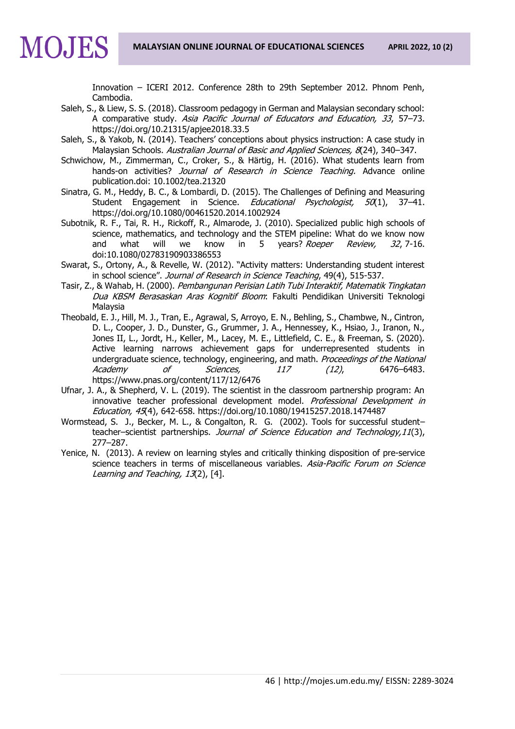Innovation – ICERI 2012. Conference 28th to 29th September 2012. Phnom Penh, Cambodia.

Saleh, S., & Liew, S. S. (2018). Classroom pedagogy in German and Malaysian secondary school: A comparative study. *Asia Pacific Journal of Educators and Education, 33*, 57–73. https://doi.org/10.21315/apjee2018.33.5

Saleh, S., & Yakob, N. (2014). Teachers' conceptions about physics instruction: A case study in Malaysian Schools. *Australian Journal of Basic and Applied Sciences, 8*(24), 340–347.

Schwichow, M., Zimmerman, C., Croker, S., & Härtig, H. (2016). What students learn from hands-on activities? *Journal of Research in Science Teaching.* Advance online publication.doi: 10.1002/tea.21320

Sinatra, G. M., Heddy, B. C., & Lombardi, D. (2015). The Challenges of Defining and Measuring Student Engagement in Science. *Educational Psychologist, 50*(1), 37–41. https://doi.org/10.1080/00461520.2014.1002924

Subotnik, R. F., Tai, R. H., Rickoff, R., Almarode, J. (2010). Specialized public high schools of science, mathematics, and technology and the STEM pipeline: What do we know now and what will we know in 5 years? *Roeper Review, 32*, 7-16. doi:10.1080/02783190903386553

Swarat, S., Ortony, A., & Revelle, W. (2012). "Activity matters: Understanding student interest in school science". *Journal of Research in Science Teaching*, 49(4), 515-537.

Tasir, Z., & Wahab, H. (2000). *Pembangunan Perisian Latih Tubi Interaktif, Matematik Tingkatan Dua KBSM Berasaskan Aras Kognitif Bloom*: Fakulti Pendidikan Universiti Teknologi Malaysia

Theobald, E. J., Hill, M. J., Tran, E., Agrawal, S, Arroyo, E. N., Behling, S., Chambwe, N., Cintron, D. L., Cooper, J. D., Dunster, G., Grummer, J. A., Hennessey, K., Hsiao, J., Iranon, N., Jones II, L., Jordt, H., Keller, M., Lacey, M. E., Littlefield, C. E., & Freeman, S. (2020). Active learning narrows achievement gaps for underrepresented students in undergraduate science, technology, engineering, and math. *Proceedings of the National Academy of Sciences, 117 (12)*, 6476–6483. https://www.pnas.org/content/117/12/6476

Ufnar, J. A., & Shepherd, V. L. (2019). The scientist in the classroom partnership program: An innovative teacher professional development model. *Professional Development in Education, 45*(4), 642-658. https://doi.org/10.1080/19415257.2018.1474487

Wormstead, S. J., Becker, M. L., & Congalton, R. G. (2002). Tools for successful student–teacher–scientist partnerships. *Journal of Science Education and Technology,11*(3), 277–287.

Yenice, N. (2013). A review on learning styles and critically thinking disposition of pre-service science teachers in terms of miscellaneous variables. *Asia-Pacific Forum on Science Learning and Teaching, 13*(2), [4].